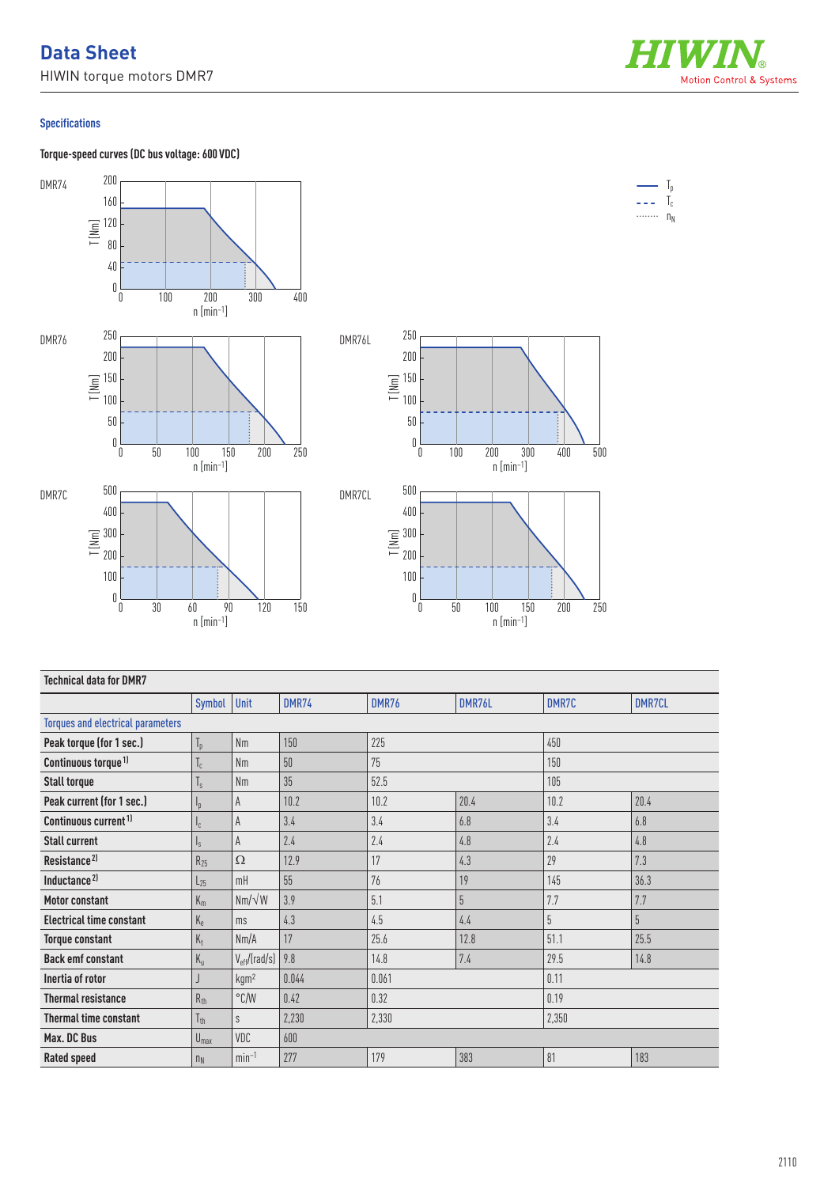# Data Sheet

HIWIN torque motors DMR7

## Specifications

### Torque-speed curves (DC bus voltage: 600 VDC)

| Technical data for DMR7 | | | | | | | |
|---|---|---|---|---|---|---|---|
| | Symbol | Unit | DMR74 | DMR76 | DMR76L | DMR7C | DMR7CL |
| Torques and electrical parameters | | | | | | | |
| Peak torque (for 1 sec.) | $T_p$ | Nm | 150 | 225 | | 450 | |
| Continuous torque [1] | $T_c$ | Nm | 50 | 75 | | 150 | |
| Stall torque | $T_s$ | Nm | 35 | 52.5 | | 105 | |
| Peak current (for 1 sec.) | $I_p$ | A | 10.2 | 10.2 | 20.4 | 10.2 | 20.4 |
| Continuous current [1] | $I_c$ | A | 3.4 | 3.4 | 6.8 | 3.4 | 6.8 |
| Stall current | $I_s$ | A | 2.4 | 2.4 | 4.8 | 2.4 | 4.8 |
| Resistance [2] | $R_{25}$ | Ω | 12.9 | 17 | 4.3 | 29 | 7.3 |
| Inductance [2] | $L_{25}$ | mH | 55 | 76 | 19 | 145 | 36.3 |
| Motor constant | $K_m$ | Nm/√W | 3.9 | 5.1 | 5 | 7.7 | 7.7 |
| Electrical time constant | $K_e$ | ms | 4.3 | 4.5 | 4.4 | 5 | 5 |
| Torque constant | $K_t$ | Nm/A | 17 | 25.6 | 12.8 | 51.1 | 25.5 |
| Back emf constant | $K_u$ | $V_{eff}$/(rad/s) | 9.8 | 14.8 | 7.4 | 29.5 | 14.8 |
| Inertia of rotor | J | kgm² | 0.044 | 0.061 | | 0.11 | |
| Thermal resistance | $R_{th}$ | °C/W | 0.42 | 0.32 | | 0.19 | |
| Thermal time constant | $T_{th}$ | s | 2,230 | 2,330 | | 2,350 | |
| Max. DC Bus | $U_{max}$ | VDC | 600 | | | | |
| Rated speed | $n_N$ | $min^{-1}$ | 277 | 179 | 383 | 81 | 183 |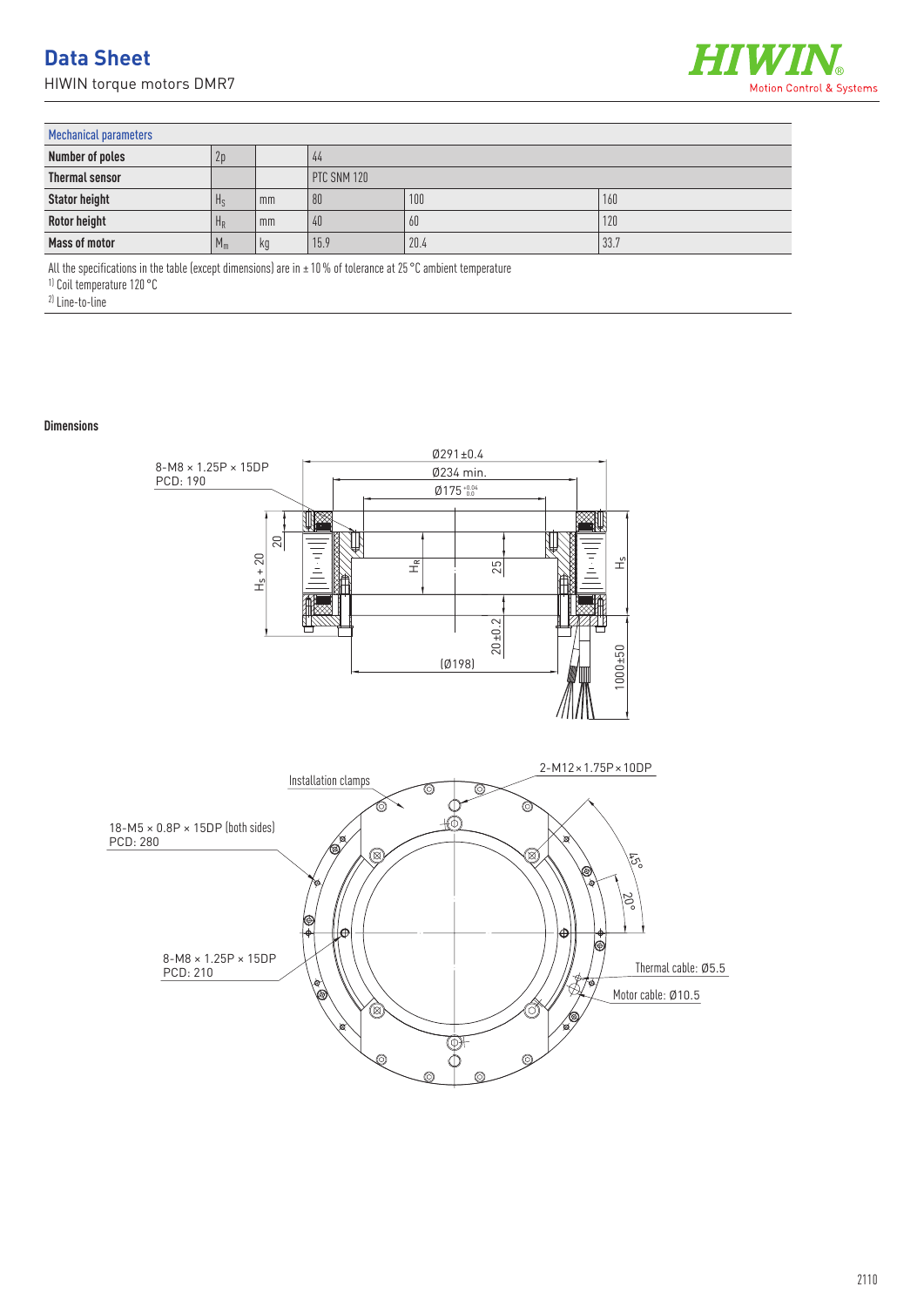| Mechanical parameters | | | | | |
|---|---|---|---|---|---|
| **Number of poles** | 2p | | 44 | | |
| **Thermal sensor** | | | PTC SNM 120 | | |
| **Stator height** | $H_S$ | mm | 80 | 100 | 160 |
| **Rotor height** | $H_R$ | mm | 40 | 60 | 120 |
| **Mass of motor** | $M_m$ | kg | 15.9 | 20.4 | 33.7 |

All the specifications in the table (except dimensions) are in ± 10 % of tolerance at 25 °C ambient temperature

[1] Coil temperature 120 °C

[2] Line-to-line

**Dimensions**

8-M8 × 1.25P × 15DP
PCD: 190

Ø291±0.4

Ø234 min.

Ø175 $^{+0.04}_{0.0}$

20

$H_S$ + 20

$H_R$

25

$H_S$

20±0.2

(Ø198)

1000±50

Installation clamps

2-M12×1.75P×10DP

18-M5 × 0.8P × 15DP (both sides)
PCD: 280

45°

20°

8-M8 × 1.25P × 15DP
PCD: 210

Thermal cable: Ø5.5

Motor cable: Ø10.5